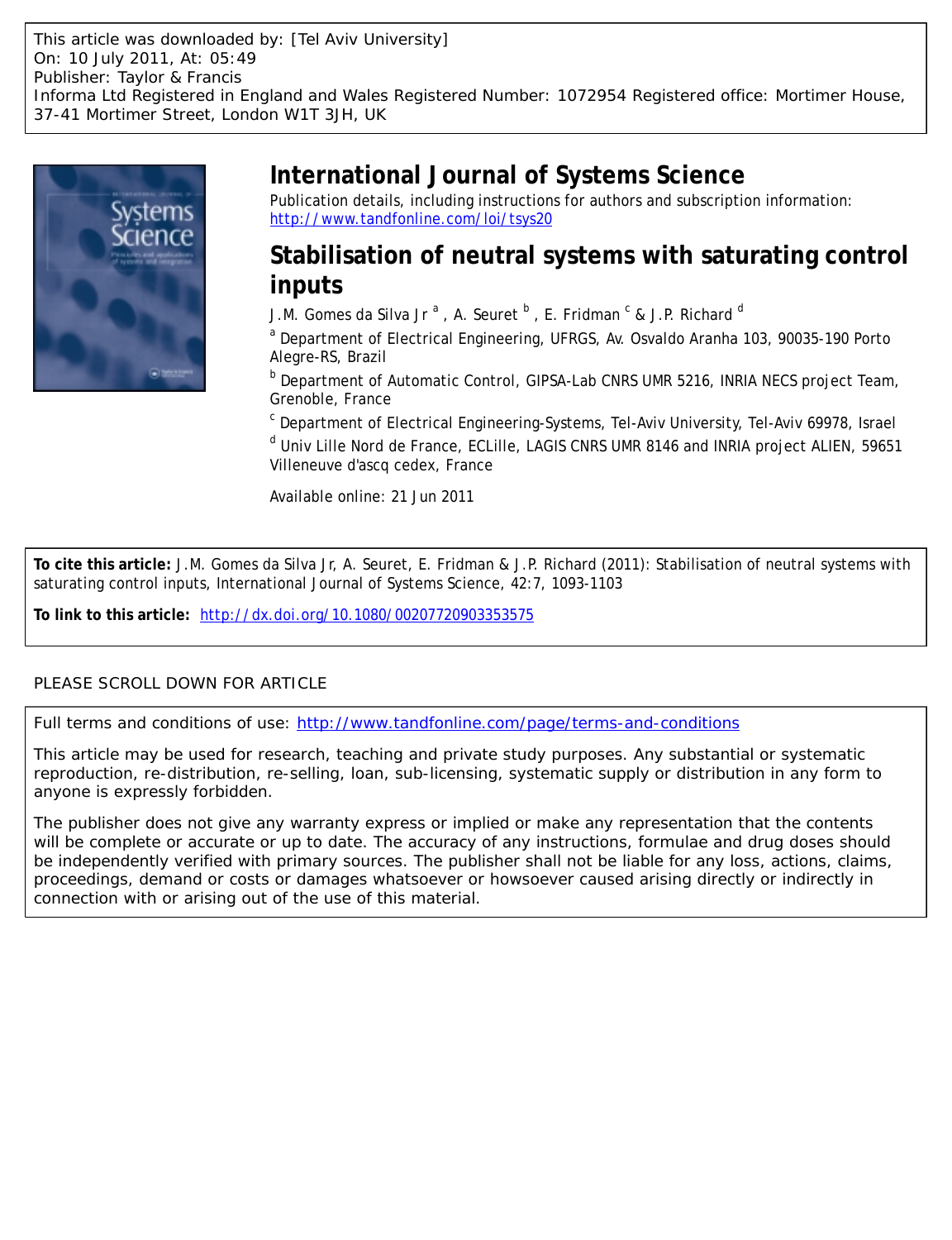This article was downloaded by: [Tel Aviv University]
On: 10 July 2011, At: 05:49
Publisher: Taylor & Francis
Informa Ltd Registered in England and Wales Registered Number: 1072954 Registered office: Mortimer House, 37-41 Mortimer Street, London W1T 3JH, UK

# International Journal of Systems Science

Publication details, including instructions for authors and subscription information:
http://www.tandfonline.com/loi/tsys20

# Stabilisation of neutral systems with saturating control inputs

J.M. Gomes da Silva Jr [a] , A. Seuret [b] , E. Fridman [c] & J.P. Richard [d]

[a] Department of Electrical Engineering, UFRGS, Av. Osvaldo Aranha 103, 90035-190 Porto Alegre-RS, Brazil

[b] Department of Automatic Control, GIPSA-Lab CNRS UMR 5216, INRIA NECS project Team, Grenoble, France

[c] Department of Electrical Engineering-Systems, Tel-Aviv University, Tel-Aviv 69978, Israel

[d] Univ Lille Nord de France, ECLille, LAGIS CNRS UMR 8146 and INRIA project ALIEN, 59651 Villeneuve d'ascq cedex, France

Available online: 21 Jun 2011

**To cite this article:** J.M. Gomes da Silva Jr, A. Seuret, E. Fridman & J.P. Richard (2011): Stabilisation of neutral systems with saturating control inputs, International Journal of Systems Science, 42:7, 1093-1103

**To link to this article:** http://dx.doi.org/10.1080/00207720903353575

PLEASE SCROLL DOWN FOR ARTICLE

Full terms and conditions of use: http://www.tandfonline.com/page/terms-and-conditions

This article may be used for research, teaching and private study purposes. Any substantial or systematic reproduction, re-distribution, re-selling, loan, sub-licensing, systematic supply or distribution in any form to anyone is expressly forbidden.

The publisher does not give any warranty express or implied or make any representation that the contents will be complete or accurate or up to date. The accuracy of any instructions, formulae and drug doses should be independently verified with primary sources. The publisher shall not be liable for any loss, actions, claims, proceedings, demand or costs or damages whatsoever or howsoever caused arising directly or indirectly in connection with or arising out of the use of this material.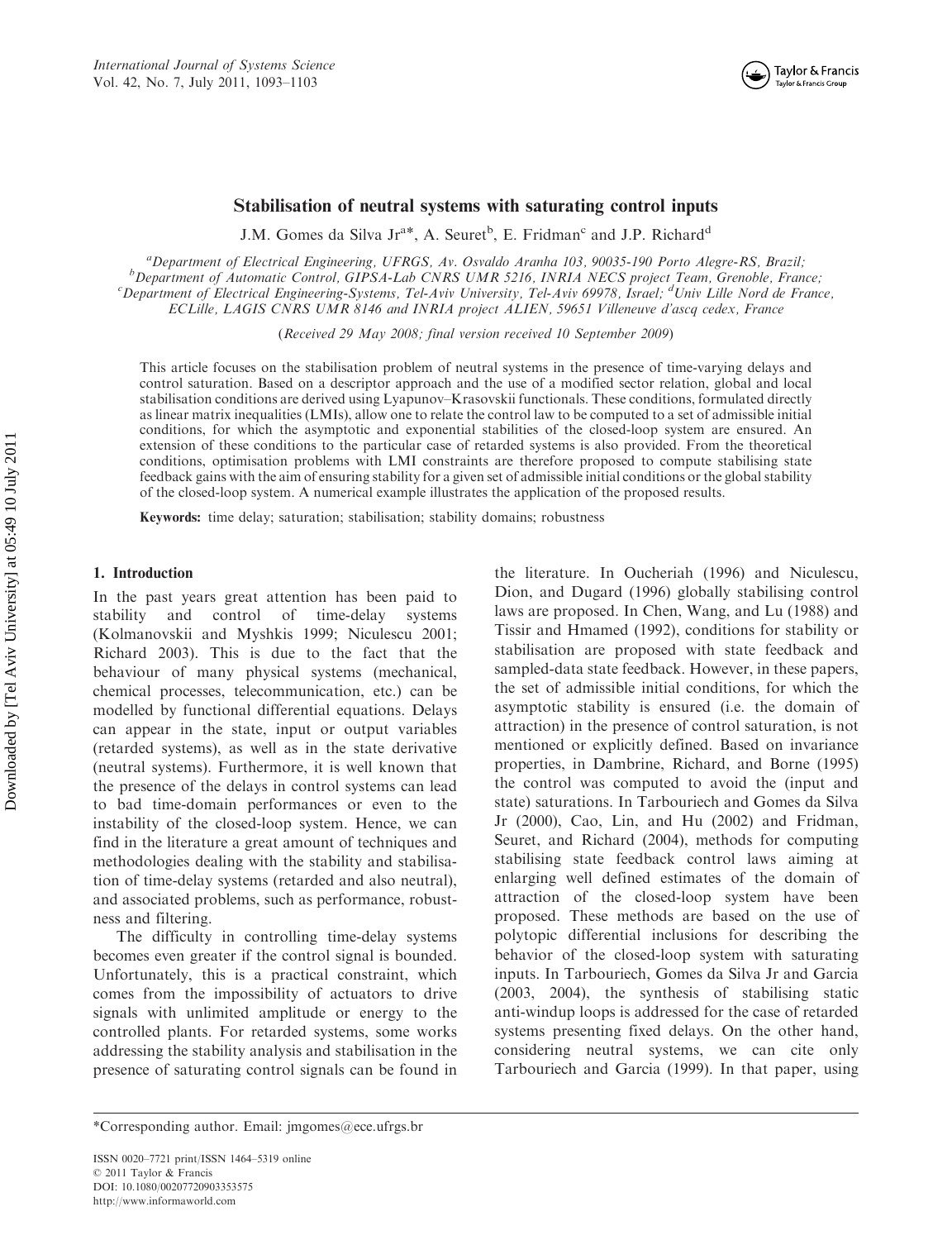# Stabilisation of neutral systems with saturating control inputs

J.M. Gomes da Silva Jr[a]*, A. Seuret[b], E. Fridman[c] and J.P. Richard[d]

[a]Department of Electrical Engineering, UFRGS, Av. Osvaldo Aranha 103, 90035-190 Porto Alegre-RS, Brazil; [b]Department of Automatic Control, GIPSA-Lab CNRS UMR 5216, INRIA NECS project Team, Grenoble, France; [c]Department of Electrical Engineering-Systems, Tel-Aviv University, Tel-Aviv 69978, Israel; [d]Univ Lille Nord de France, ECLille, LAGIS CNRS UMR 8146 and INRIA project ALIEN, 59651 Villeneuve d'ascq cedex, France

(*Received 29 May 2008; final version received 10 September 2009*)

This article focuses on the stabilisation problem of neutral systems in the presence of time-varying delays and control saturation. Based on a descriptor approach and the use of a modified sector relation, global and local stabilisation conditions are derived using Lyapunov–Krasovskii functionals. These conditions, formulated directly as linear matrix inequalities (LMIs), allow one to relate the control law to be computed to a set of admissible initial conditions, for which the asymptotic and exponential stabilities of the closed-loop system are ensured. An extension of these conditions to the particular case of retarded systems is also provided. From the theoretical conditions, optimisation problems with LMI constraints are therefore proposed to compute stabilising state feedback gains with the aim of ensuring stability for a given set of admissible initial conditions or the global stability of the closed-loop system. A numerical example illustrates the application of the proposed results.

**Keywords:** time delay; saturation; stabilisation; stability domains; robustness

## 1. Introduction

In the past years great attention has been paid to stability and control of time-delay systems (Kolmanovskii and Myshkis 1999; Niculescu 2001; Richard 2003). This is due to the fact that the behaviour of many physical systems (mechanical, chemical processes, telecommunication, etc.) can be modelled by functional differential equations. Delays can appear in the state, input or output variables (retarded systems), as well as in the state derivative (neutral systems). Furthermore, it is well known that the presence of the delays in control systems can lead to bad time-domain performances or even to the instability of the closed-loop system. Hence, we can find in the literature a great amount of techniques and methodologies dealing with the stability and stabilisation of time-delay systems (retarded and also neutral), and associated problems, such as performance, robustness and filtering.

The difficulty in controlling time-delay systems becomes even greater if the control signal is bounded. Unfortunately, this is a practical constraint, which comes from the impossibility of actuators to drive signals with unlimited amplitude or energy to the controlled plants. For retarded systems, some works addressing the stability analysis and stabilisation in the presence of saturating control signals can be found in the literature. In Oucheriah (1996) and Niculescu, Dion, and Dugard (1996) globally stabilising control laws are proposed. In Chen, Wang, and Lu (1988) and Tissir and Hmamed (1992), conditions for stability or stabilisation are proposed with state feedback and sampled-data state feedback. However, in these papers, the set of admissible initial conditions, for which the asymptotic stability is ensured (i.e. the domain of attraction) in the presence of control saturation, is not mentioned or explicitly defined. Based on invariance properties, in Dambrine, Richard, and Borne (1995) the control was computed to avoid the (input and state) saturations. In Tarbouriech and Gomes da Silva Jr (2000), Cao, Lin, and Hu (2002) and Fridman, Seuret, and Richard (2004), methods for computing stabilising state feedback control laws aiming at enlarging well defined estimates of the domain of attraction of the closed-loop system have been proposed. These methods are based on the use of polytopic differential inclusions for describing the behavior of the closed-loop system with saturating inputs. In Tarbouriech, Gomes da Silva Jr and Garcia (2003, 2004), the synthesis of stabilising static anti-windup loops is addressed for the case of retarded systems presenting fixed delays. On the other hand, considering neutral systems, we can cite only Tarbouriech and Garcia (1999). In that paper, using

*Corresponding author. Email: jmgomes@ece.ufrgs.br

ISSN 0020–7721 print/ISSN 1464–5319 online
© 2011 Taylor & Francis
DOI: 10.1080/00207720903353575
http://www.informaworld.com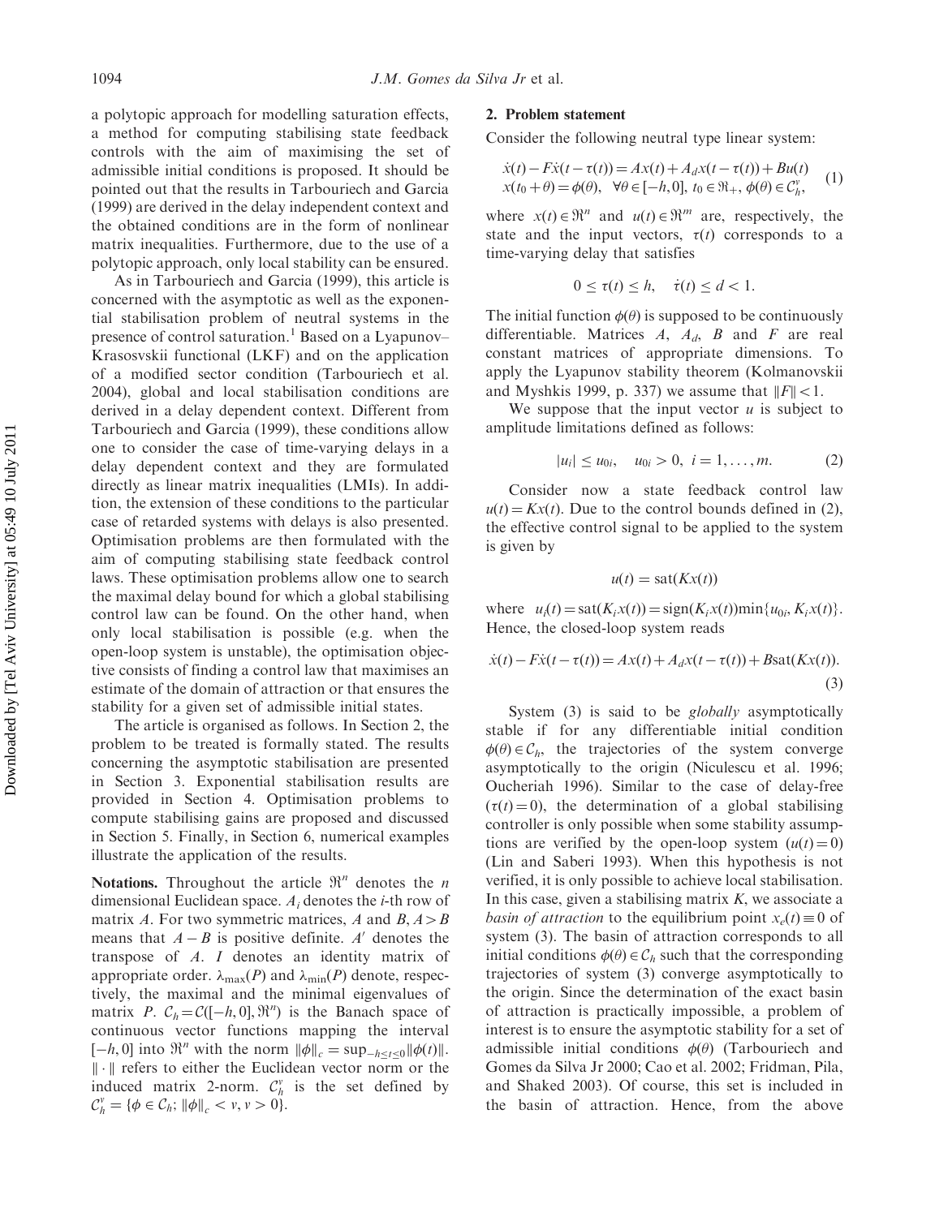a polytopic approach for modelling saturation effects, a method for computing stabilising state feedback controls with the aim of maximising the set of admissible initial conditions is proposed. It should be pointed out that the results in Tarbouriech and Garcia (1999) are derived in the delay independent context and the obtained conditions are in the form of nonlinear matrix inequalities. Furthermore, due to the use of a polytopic approach, only local stability can be ensured.

As in Tarbouriech and Garcia (1999), this article is concerned with the asymptotic as well as the exponential stabilisation problem of neutral systems in the presence of control saturation.[1] Based on a Lyapunov–Krasosvskii functional (LKF) and on the application of a modified sector condition (Tarbouriech et al. 2004), global and local stabilisation conditions are derived in a delay dependent context. Different from Tarbouriech and Garcia (1999), these conditions allow one to consider the case of time-varying delays in a delay dependent context and they are formulated directly as linear matrix inequalities (LMIs). In addition, the extension of these conditions to the particular case of retarded systems with delays is also presented. Optimisation problems are then formulated with the aim of computing stabilising state feedback control laws. These optimisation problems allow one to search the maximal delay bound for which a global stabilising control law can be found. On the other hand, when only local stabilisation is possible (e.g. when the open-loop system is unstable), the optimisation objective consists of finding a control law that maximises an estimate of the domain of attraction or that ensures the stability for a given set of admissible initial states.

The article is organised as follows. In Section 2, the problem to be treated is formally stated. The results concerning the asymptotic stabilisation are presented in Section 3. Exponential stabilisation results are provided in Section 4. Optimisation problems to compute stabilising gains are proposed and discussed in Section 5. Finally, in Section 6, numerical examples illustrate the application of the results.

**Notations.** Throughout the article $\Re^n$ denotes the $n$ dimensional Euclidean space. $A_i$ denotes the $i$-th row of matrix $A$. For two symmetric matrices, $A$ and $B$, $A > B$ means that $A - B$ is positive definite. $A'$ denotes the transpose of $A$. $I$ denotes an identity matrix of appropriate order. $\lambda_{\max}(P)$ and $\lambda_{\min}(P)$ denote, respectively, the maximal and the minimal eigenvalues of matrix $P$. $\mathcal{C}_h = \mathcal{C}([-h, 0], \Re^n)$ is the Banach space of continuous vector functions mapping the interval $[-h, 0]$ into $\Re^n$ with the norm $\|\phi\|_c = \sup_{-h \leq t \leq 0} \|\phi(t)\|$. $\|\cdot\|$ refers to either the Euclidean vector norm or the induced matrix 2-norm. $\mathcal{C}_h^v$ is the set defined by $\mathcal{C}_h^v = \{\phi \in \mathcal{C}_h;\ \|\phi\|_c < v, v > 0\}$.

## 2. Problem statement

Consider the following neutral type linear system:

$$
\begin{aligned}
&\dot{x}(t) - F\dot{x}(t - \tau(t)) = Ax(t) + A_d x(t - \tau(t)) + Bu(t) \\
&x(t_0 + \theta) = \phi(\theta), \quad \forall \theta \in [-h, 0],\ t_0 \in \Re_+,\ \phi(\theta) \in \mathcal{C}_h^v,
\end{aligned}
\tag{1}
$$

where $x(t) \in \Re^n$ and $u(t) \in \Re^m$ are, respectively, the state and the input vectors, $\tau(t)$ corresponds to a time-varying delay that satisfies

$$
0 \leq \tau(t) \leq h, \quad \dot{\tau}(t) \leq d < 1.
$$

The initial function $\phi(\theta)$ is supposed to be continuously differentiable. Matrices $A$, $A_d$, $B$ and $F$ are real constant matrices of appropriate dimensions. To apply the Lyapunov stability theorem (Kolmanovskii and Myshkis 1999, p. 337) we assume that $\|F\| < 1$.

We suppose that the input vector $u$ is subject to amplitude limitations defined as follows:

$$
|u_i| \leq u_{0i}, \quad u_{0i} > 0, \ i = 1, \ldots, m. \tag{2}
$$

Consider now a state feedback control law $u(t) = Kx(t)$. Due to the control bounds defined in (2), the effective control signal to be applied to the system is given by

$$
u(t) = \text{sat}(Kx(t))
$$

where $u_i(t) = \text{sat}(K_i x(t)) = \text{sign}(K_i x(t)) \min\{u_{0i}, K_i x(t)\}$. Hence, the closed-loop system reads

$$
\dot{x}(t) - F\dot{x}(t - \tau(t)) = Ax(t) + A_d x(t - \tau(t)) + B\text{sat}(Kx(t)). \tag{3}
$$

System (3) is said to be *globally* asymptotically stable if for any differentiable initial condition $\phi(\theta) \in \mathcal{C}_h$, the trajectories of the system converge asymptotically to the origin (Niculescu et al. 1996; Oucheriah 1996). Similar to the case of delay-free ($\tau(t) = 0$), the determination of a global stabilising controller is only possible when some stability assumptions are verified by the open-loop system ($u(t) = 0$) (Lin and Saberi 1993). When this hypothesis is not verified, it is only possible to achieve local stabilisation. In this case, given a stabilising matrix $K$, we associate a *basin of attraction* to the equilibrium point $x_e(t) \equiv 0$ of system (3). The basin of attraction corresponds to all initial conditions $\phi(\theta) \in \mathcal{C}_h$ such that the corresponding trajectories of system (3) converge asymptotically to the origin. Since the determination of the exact basin of attraction is practically impossible, a problem of interest is to ensure the asymptotic stability for a set of admissible initial conditions $\phi(\theta)$ (Tarbouriech and Gomes da Silva Jr 2000; Cao et al. 2002; Fridman, Pila, and Shaked 2003). Of course, this set is included in the basin of attraction. Hence, from the above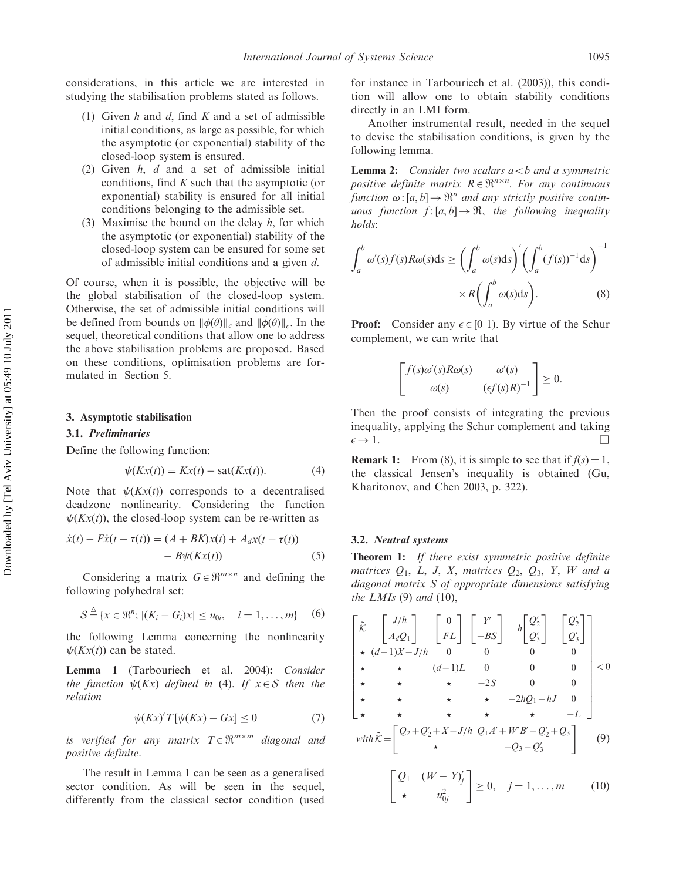considerations, in this article we are interested in studying the stabilisation problems stated as follows.

1. Given $h$ and $d$, find $K$ and a set of admissible initial conditions, as large as possible, for which the asymptotic (or exponential) stability of the closed-loop system is ensured.
2. Given $h$, $d$ and a set of admissible initial conditions, find $K$ such that the asymptotic (or exponential) stability is ensured for all initial conditions belonging to the admissible set.
3. Maximise the bound on the delay $h$, for which the asymptotic (or exponential) stability of the closed-loop system can be ensured for some set of admissible initial conditions and a given $d$.

Of course, when it is possible, the objective will be the global stabilisation of the closed-loop system. Otherwise, the set of admissible initial conditions will be defined from bounds on $\|\phi(\theta)\|_c$ and $\|\dot{\phi}(\theta)\|_c$. In the sequel, theoretical conditions that allow one to address the above stabilisation problems are proposed. Based on these conditions, optimisation problems are formulated in Section 5.

## 3. Asymptotic stabilisation

### 3.1. *Preliminaries*

Define the following function:

$$\psi(Kx(t)) = Kx(t) - \text{sat}(Kx(t)). \tag{4}$$

Note that $\psi(Kx(t))$ corresponds to a decentralised deadzone nonlinearity. Considering the function $\psi(Kx(t))$, the closed-loop system can be re-written as

$$\dot{x}(t) - F\dot{x}(t-\tau(t)) = (A+BK)x(t) + A_d x(t-\tau(t)) - B\psi(Kx(t)) \tag{5}$$

Considering a matrix $G \in \Re^{m\times n}$ and defining the following polyhedral set:

$$\mathcal{S} \triangleq \{x \in \Re^n;\ |(K_i - G_i)x| \leq u_{0i},\quad i = 1,\ldots,m\} \tag{6}$$

the following Lemma concerning the nonlinearity $\psi(Kx(t))$ can be stated.

**Lemma 1** (Tarbouriech et al. 2004)**:** *Consider the function $\psi(Kx)$ defined in* (4). *If $x \in \mathcal{S}$ then the relation*

$$\psi(Kx)' T[\psi(Kx) - Gx] \leq 0 \tag{7}$$

*is verified for any matrix $T \in \Re^{m\times m}$ diagonal and positive definite.*

The result in Lemma 1 can be seen as a generalised sector condition. As will be seen in the sequel, differently from the classical sector condition (used for instance in Tarbouriech et al. (2003)), this condition will allow one to obtain stability conditions directly in an LMI form.

Another instrumental result, needed in the sequel to devise the stabilisation conditions, is given by the following lemma.

**Lemma 2:** *Consider two scalars $a < b$ and a symmetric positive definite matrix $R \in \Re^{n\times n}$. For any continuous function $\omega : [a,b] \to \Re^n$ and any strictly positive continuous function $f : [a,b] \to \Re$, the following inequality holds*:

$$\int_a^b \omega'(s) f(s) R\omega(s)\mathrm{d}s \geq \left(\int_a^b \omega(s)\mathrm{d}s\right)' \left(\int_a^b (f(s))^{-1}\mathrm{d}s\right)^{-1} \times R\left(\int_a^b \omega(s)\mathrm{d}s\right). \tag{8}$$

**Proof:** Consider any $\epsilon \in [0\ 1)$. By virtue of the Schur complement, we can write that

$$\begin{bmatrix} f(s)\omega'(s)R\omega(s) & \omega'(s) \\ \omega(s) & (\epsilon f(s)R)^{-1} \end{bmatrix} \geq 0.$$

Then the proof consists of integrating the previous inequality, applying the Schur complement and taking $\epsilon \to 1$. □

**Remark 1:** From (8), it is simple to see that if $f(s) = 1$, the classical Jensen's inequality is obtained (Gu, Kharitonov, and Chen 2003, p. 322).

### 3.2. *Neutral systems*

**Theorem 1:** *If there exist symmetric positive definite matrices $Q_1$, $L$, $J$, $X$, matrices $Q_2$, $Q_3$, $Y$, $W$ and a diagonal matrix $S$ of appropriate dimensions satisfying the LMIs* (9) *and* (10),

$$\begin{bmatrix} \tilde{\mathcal{K}} & \begin{bmatrix} J/h \\ A_d Q_1 \end{bmatrix} & \begin{bmatrix} 0 \\ FL \end{bmatrix} & \begin{bmatrix} Y' \\ -BS \end{bmatrix} & h\begin{bmatrix} Q_2' \\ Q_3' \end{bmatrix} & \begin{bmatrix} Q_2' \\ Q_3' \end{bmatrix} \\ \star & (d-1)X - J/h & 0 & 0 & 0 & 0 \\ \star & \star & (d-1)L & 0 & 0 & 0 \\ \star & \star & \star & -2S & 0 & 0 \\ \star & \star & \star & \star & -2hQ_1 + hJ & 0 \\ \star & \star & \star & \star & \star & -L \end{bmatrix} < 0$$

$$\text{with } \tilde{\mathcal{K}} = \begin{bmatrix} Q_2 + Q_2' + X - J/h & Q_1 A' + W'B' - Q_2' + Q_3 \\ \star & -Q_3 - Q_3' \end{bmatrix} \tag{9}$$

$$\begin{bmatrix} Q_1 & (W-Y)_j' \\ \star & u_{0j}^2 \end{bmatrix} \geq 0, \quad j = 1,\ldots,m \tag{10}$$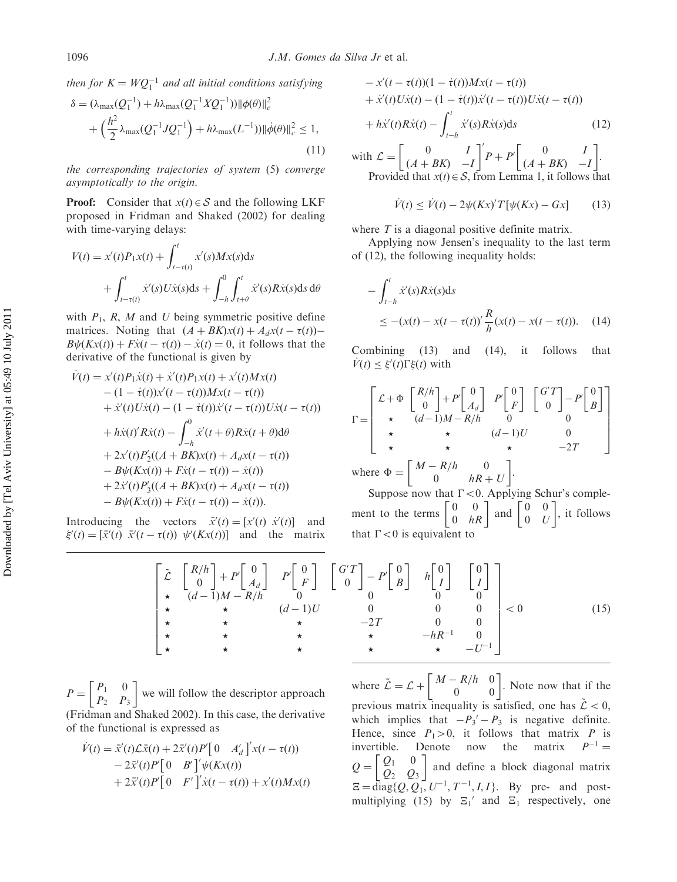then for $K = WQ_1^{-1}$ and all initial conditions satisfying

$$\delta = (\lambda_{\max}(Q_1^{-1}) + h\lambda_{\max}(Q_1^{-1}XQ_1^{-1}))\|\phi(\theta)\|_c^2 + \left(\frac{h^2}{2}\lambda_{\max}(Q_1^{-1}JQ_1^{-1}) + h\lambda_{\max}(L^{-1})\right)\|\dot{\phi}(\theta)\|_c^2 \leq 1, \tag{11}$$

the corresponding trajectories of system (5) converge asymptotically to the origin.

**Proof:** Consider that $x(t) \in \mathcal{S}$ and the following LKF proposed in Fridman and Shaked (2002) for dealing with time-varying delays:

$$V(t) = x'(t)P_1x(t) + \int_{t-\tau(t)}^{t} x'(s)Mx(s)\mathrm{d}s + \int_{t-\tau(t)}^{t} \dot{x}'(s)U\dot{x}(s)\mathrm{d}s + \int_{-h}^{0}\int_{t+\theta}^{t} \dot{x}'(s)R\dot{x}(s)\mathrm{d}s\,\mathrm{d}\theta$$

with $P_1$, $R$, $M$ and $U$ being symmetric positive define matrices. Noting that $(A+BK)x(t) + A_d x(t-\tau(t)) - B\psi(Kx(t)) + F\dot{x}(t-\tau(t)) - \dot{x}(t) = 0$, it follows that the derivative of the functional is given by

$$\begin{aligned}
\dot{V}(t) &= x'(t)P_1\dot{x}(t) + \dot{x}'(t)P_1x(t) + x'(t)Mx(t) \\
&\quad - (1-\dot{\tau}(t))x'(t-\tau(t))Mx(t-\tau(t)) \\
&\quad + \dot{x}'(t)U\dot{x}(t) - (1-\dot{\tau}(t))\dot{x}'(t-\tau(t))U\dot{x}(t-\tau(t)) \\
&\quad + h\dot{x}(t)'R\dot{x}(t) - \int_{-h}^{0}\dot{x}'(t+\theta)R\dot{x}(t+\theta)\mathrm{d}\theta \\
&\quad + 2x'(t)P_2'((A+BK)x(t) + A_dx(t-\tau(t)) \\
&\quad - B\psi(Kx(t)) + F\dot{x}(t-\tau(t)) - \dot{x}(t)) \\
&\quad + 2\dot{x}'(t)P_3'((A+BK)x(t) + A_dx(t-\tau(t)) \\
&\quad - B\psi(Kx(t)) + F\dot{x}(t-\tau(t)) - \dot{x}(t)).
\end{aligned}$$

Introducing the vectors $\bar{x}'(t) = [x'(t)\ \dot{x}'(t)]$ and $\xi'(t) = [\bar{x}'(t)\ \bar{x}'(t-\tau(t))\ \psi'(Kx(t))]$ and the matrix $P = \begin{bmatrix} P_1 & 0 \\ P_2 & P_3 \end{bmatrix}$ we will follow the descriptor approach (Fridman and Shaked 2002). In this case, the derivative of the functional is expressed as

$$\begin{aligned}
\dot{V}(t) &= \bar{x}'(t)\mathcal{L}\bar{x}(t) + 2\bar{x}'(t)P'\begin{bmatrix} 0 & A_d' \end{bmatrix}'x(t-\tau(t)) \\
&\quad - 2\bar{x}'(t)P'\begin{bmatrix} 0 & B' \end{bmatrix}'\psi(Kx(t)) \\
&\quad + 2\bar{x}'(t)P'\begin{bmatrix} 0 & F' \end{bmatrix}'\dot{x}(t-\tau(t)) + x'(t)Mx(t) \\
&\quad - x'(t-\tau(t))(1-\dot{\tau}(t))Mx(t-\tau(t)) \\
&\quad + \dot{x}'(t)U\dot{x}(t) - (1-\dot{\tau}(t))\dot{x}'(t-\tau(t))U\dot{x}(t-\tau(t)) \\
&\quad + h\dot{x}'(t)R\dot{x}(t) - \int_{t-h}^{t}\dot{x}'(s)R\dot{x}(s)\mathrm{d}s
\end{aligned} \tag{12}$$

with $\mathcal{L} = \begin{bmatrix} 0 & I \\ (A+BK) & -I \end{bmatrix}'P + P'\begin{bmatrix} 0 & I \\ (A+BK) & -I \end{bmatrix}$.

Provided that $x(t) \in \mathcal{S}$, from Lemma 1, it follows that

$$\dot{V}(t) \leq \dot{V}(t) - 2\psi(Kx)'T[\psi(Kx) - Gx] \tag{13}$$

where $T$ is a diagonal positive definite matrix.

Applying now Jensen's inequality to the last term of (12), the following inequality holds:

$$-\int_{t-h}^{t}\dot{x}'(s)R\dot{x}(s)\mathrm{d}s \leq -(x(t) - x(t-\tau(t)))'\frac{R}{h}(x(t) - x(t-\tau(t))). \tag{14}$$

Combining (13) and (14), it follows that $\dot{V}(t) \leq \xi'(t)\Gamma\xi(t)$ with

$$\Gamma = \begin{bmatrix} \mathcal{L} + \Phi & \begin{bmatrix} R/h \\ 0 \end{bmatrix} + P'\begin{bmatrix} 0 \\ A_d \end{bmatrix} & P'\begin{bmatrix} 0 \\ F \end{bmatrix} & \begin{bmatrix} G'T \\ 0 \end{bmatrix} - P'\begin{bmatrix} 0 \\ B \end{bmatrix} \\ \star & (d-1)M - R/h & 0 & 0 \\ \star & \star & (d-1)U & 0 \\ \star & \star & \star & -2T \end{bmatrix}$$

where $\Phi = \begin{bmatrix} M - R/h & 0 \\ 0 & hR + U \end{bmatrix}$.

Suppose now that $\Gamma < 0$. Applying Schur's complement to the terms $\begin{bmatrix} 0 & 0 \\ 0 & hR \end{bmatrix}$ and $\begin{bmatrix} 0 & 0 \\ 0 & U \end{bmatrix}$, it follows that $\Gamma < 0$ is equivalent to

$$\begin{bmatrix} \tilde{\mathcal{L}} & \begin{bmatrix} R/h \\ 0 \end{bmatrix} + P'\begin{bmatrix} 0 \\ A_d \end{bmatrix} & P'\begin{bmatrix} 0 \\ F \end{bmatrix} & \begin{bmatrix} G'T \\ 0 \end{bmatrix} - P'\begin{bmatrix} 0 \\ B \end{bmatrix} & h\begin{bmatrix} 0 \\ I \end{bmatrix} & \begin{bmatrix} 0 \\ I \end{bmatrix} \\ \star & (d-1)M - R/h & 0 & 0 & 0 & 0 \\ \star & \star & (d-1)U & 0 & 0 & 0 \\ \star & \star & \star & -2T & 0 & 0 \\ \star & \star & \star & \star & -hR^{-1} & 0 \\ \star & \star & \star & \star & \star & -U^{-1} \end{bmatrix} < 0 \tag{15}$$

where $\tilde{\mathcal{L}} = \mathcal{L} + \begin{bmatrix} M - R/h & 0 \\ 0 & 0 \end{bmatrix}$. Note now that if the previous matrix inequality is satisfied, one has $\tilde{\mathcal{L}} < 0$, which implies that $-P_3' - P_3$ is negative definite. Hence, since $P_1 > 0$, it follows that matrix $P$ is invertible. Denote now the matrix $P^{-1} = Q = \begin{bmatrix} Q_1 & 0 \\ Q_2 & Q_3 \end{bmatrix}$ and define a block diagonal matrix $\Xi = \mathrm{diag}\{Q, Q_1, U^{-1}, T^{-1}, I, I\}$. By pre- and post-multiplying (15) by $\Xi_1{}'$ and $\Xi_1$ respectively, one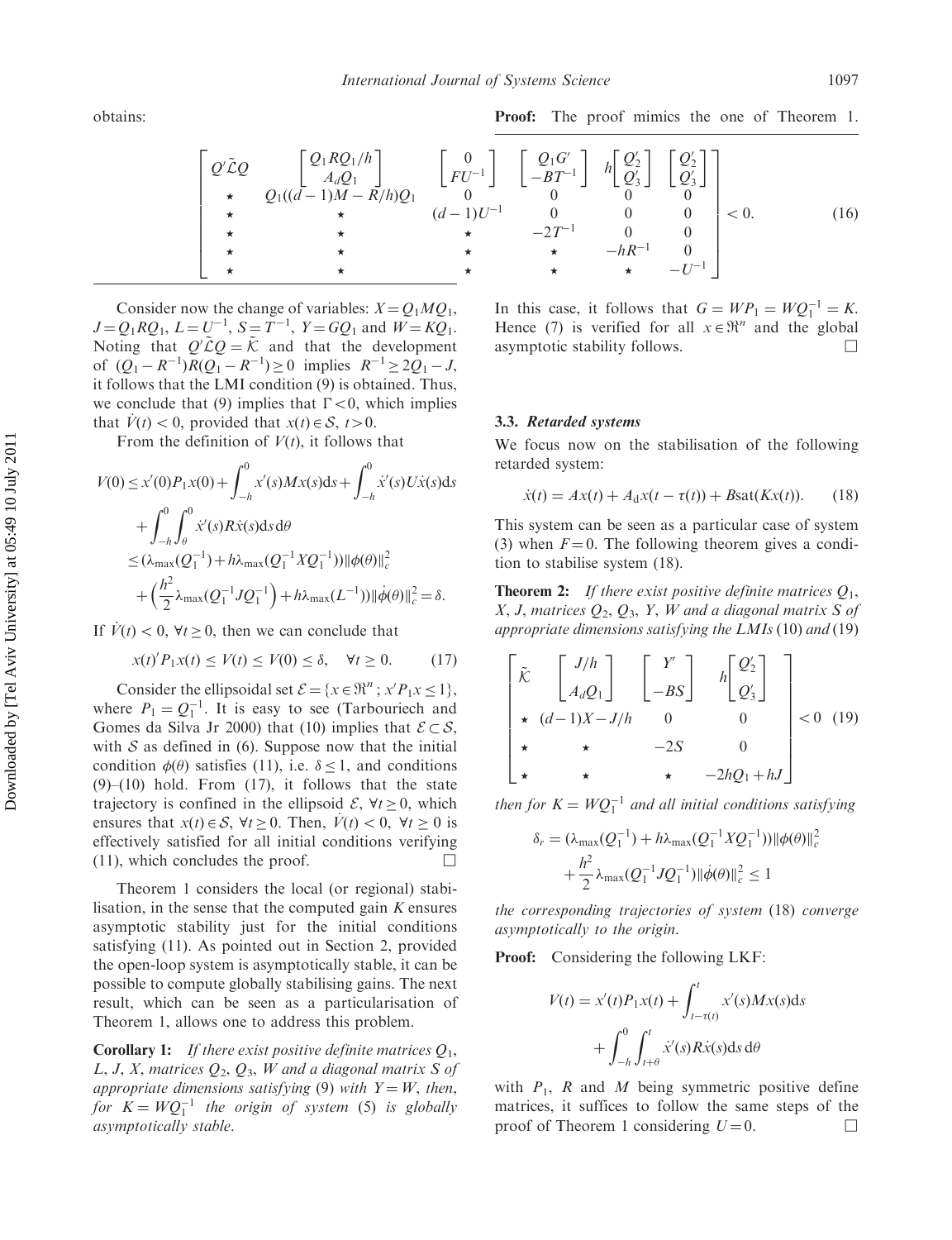obtains:

$$
\begin{bmatrix}
Q'\tilde{\mathcal{L}}Q & \begin{bmatrix} Q_1RQ_1/h \\ A_dQ_1 \end{bmatrix} & \begin{bmatrix} 0 \\ FU^{-1} \end{bmatrix} & \begin{bmatrix} Q_1G' \\ -BT^{-1} \end{bmatrix} & h\begin{bmatrix} Q_2' \\ Q_3' \end{bmatrix} & \begin{bmatrix} Q_2' \\ Q_3' \end{bmatrix} \\
\star & Q_1((d-1)M - R/h)Q_1 & 0 & 0 & 0 & 0 \\
\star & \star & (d-1)U^{-1} & 0 & 0 & 0 \\
\star & \star & \star & -2T^{-1} & 0 & 0 \\
\star & \star & \star & \star & -hR^{-1} & 0 \\
\star & \star & \star & \star & \star & -U^{-1}
\end{bmatrix} < 0. \tag{16}
$$

Consider now the change of variables: $X = Q_1MQ_1$, $J = Q_1RQ_1$, $L = U^{-1}$, $S = T^{-1}$, $Y = GQ_1$ and $W = KQ_1$. Noting that $Q'\tilde{\mathcal{L}}Q = \tilde{\mathcal{K}}$ and that the development of $(Q_1 - R^{-1})R(Q_1 - R^{-1}) \geq 0$ implies $R^{-1} \geq 2Q_1 - J$, it follows that the LMI condition (9) is obtained. Thus, we conclude that (9) implies that $\Gamma < 0$, which implies that $\dot{V}(t) < 0$, provided that $x(t) \in \mathcal{S}$, $t > 0$.

From the definition of $V(t)$, it follows that

$$
\begin{aligned}
V(0) &\leq x'(0)P_1x(0) + \int_{-h}^{0} x'(s)Mx(s)\mathrm{d}s + \int_{-h}^{0} \dot{x}'(s)U\dot{x}(s)\mathrm{d}s \\
&\quad + \int_{-h}^{0}\int_{\theta}^{0} \dot{x}'(s)R\dot{x}(s)\mathrm{d}s\,\mathrm{d}\theta \\
&\leq (\lambda_{\max}(Q_1^{-1}) + h\lambda_{\max}(Q_1^{-1}XQ_1^{-1}))\|\phi(\theta)\|_c^2 \\
&\quad + \left(\frac{h^2}{2}\lambda_{\max}(Q_1^{-1}JQ_1^{-1}) + h\lambda_{\max}(L^{-1})\right)\|\dot{\phi}(\theta)\|_c^2 = \delta.
\end{aligned}
$$

If $\dot{V}(t) < 0$, $\forall t \geq 0$, then we can conclude that

$$
x(t)'P_1x(t) \leq V(t) \leq V(0) \leq \delta, \quad \forall t \geq 0. \tag{17}
$$

Consider the ellipsoidal set $\mathcal{E} = \{x \in \Re^n ; x'P_1x \leq 1\}$, where $P_1 = Q_1^{-1}$. It is easy to see (Tarbouriech and Gomes da Silva Jr 2000) that (10) implies that $\mathcal{E} \subset \mathcal{S}$, with $\mathcal{S}$ as defined in (6). Suppose now that the initial condition $\phi(\theta)$ satisfies (11), i.e. $\delta \leq 1$, and conditions (9)–(10) hold. From (17), it follows that the state trajectory is confined in the ellipsoid $\mathcal{E}$, $\forall t \geq 0$, which ensures that $x(t) \in \mathcal{S}$, $\forall t \geq 0$. Then, $\dot{V}(t) < 0$, $\forall t \geq 0$ is effectively satisfied for all initial conditions verifying (11), which concludes the proof. □

Theorem 1 considers the local (or regional) stabilisation, in the sense that the computed gain $K$ ensures asymptotic stability just for the initial conditions satisfying (11). As pointed out in Section 2, provided the open-loop system is asymptotically stable, it can be possible to compute globally stabilising gains. The next result, which can be seen as a particularisation of Theorem 1, allows one to address this problem.

**Corollary 1:** *If there exist positive definite matrices $Q_1$, $L$, $J$, $X$, matrices $Q_2$, $Q_3$, $W$ and a diagonal matrix $S$ of appropriate dimensions satisfying (9) with $Y = W$, then, for $K = WQ_1^{-1}$ the origin of system (5) is globally asymptotically stable.*

**Proof:** The proof mimics the one of Theorem 1. In this case, it follows that $G = WP_1 = WQ_1^{-1} = K$. Hence (7) is verified for all $x \in \Re^n$ and the global asymptotic stability follows. □

### 3.3. Retarded systems

We focus now on the stabilisation of the following retarded system:

$$
\dot{x}(t) = Ax(t) + A_{\mathrm{d}}x(t - \tau(t)) + B\mathrm{sat}(Kx(t)). \tag{18}
$$

This system can be seen as a particular case of system (3) when $F = 0$. The following theorem gives a condition to stabilise system (18).

**Theorem 2:** *If there exist positive definite matrices $Q_1$, $X$, $J$, matrices $Q_2$, $Q_3$, $Y$, $W$ and a diagonal matrix $S$ of appropriate dimensions satisfying the LMIs (10) and (19)*

$$
\begin{bmatrix}
\tilde{\mathcal{K}} & \begin{bmatrix} J/h \\ A_dQ_1 \end{bmatrix} & \begin{bmatrix} Y' \\ -BS \end{bmatrix} & h\begin{bmatrix} Q_2' \\ Q_3' \end{bmatrix} \\
\star & (d-1)X - J/h & 0 & 0 \\
\star & \star & -2S & 0 \\
\star & \star & \star & -2hQ_1 + hJ
\end{bmatrix} < 0 \tag{19}
$$

*then for $K = WQ_1^{-1}$ and all initial conditions satisfying*

$$
\begin{aligned}
\delta_r &= (\lambda_{\max}(Q_1^{-1}) + h\lambda_{\max}(Q_1^{-1}XQ_1^{-1}))\|\phi(\theta)\|_c^2 \\
&\quad + \frac{h^2}{2}\lambda_{\max}(Q_1^{-1}JQ_1^{-1})\|\dot{\phi}(\theta)\|_c^2 \leq 1
\end{aligned}
$$

*the corresponding trajectories of system (18) converge asymptotically to the origin.*

**Proof:** Considering the following LKF:

$$
\begin{aligned}
V(t) &= x'(t)P_1x(t) + \int_{t-\tau(t)}^{t} x'(s)Mx(s)\mathrm{d}s \\
&\quad + \int_{-h}^{0}\int_{t+\theta}^{t} \dot{x}'(s)R\dot{x}(s)\mathrm{d}s\,\mathrm{d}\theta
\end{aligned}
$$

with $P_1$, $R$ and $M$ being symmetric positive define matrices, it suffices to follow the same steps of the proof of Theorem 1 considering $U = 0$. □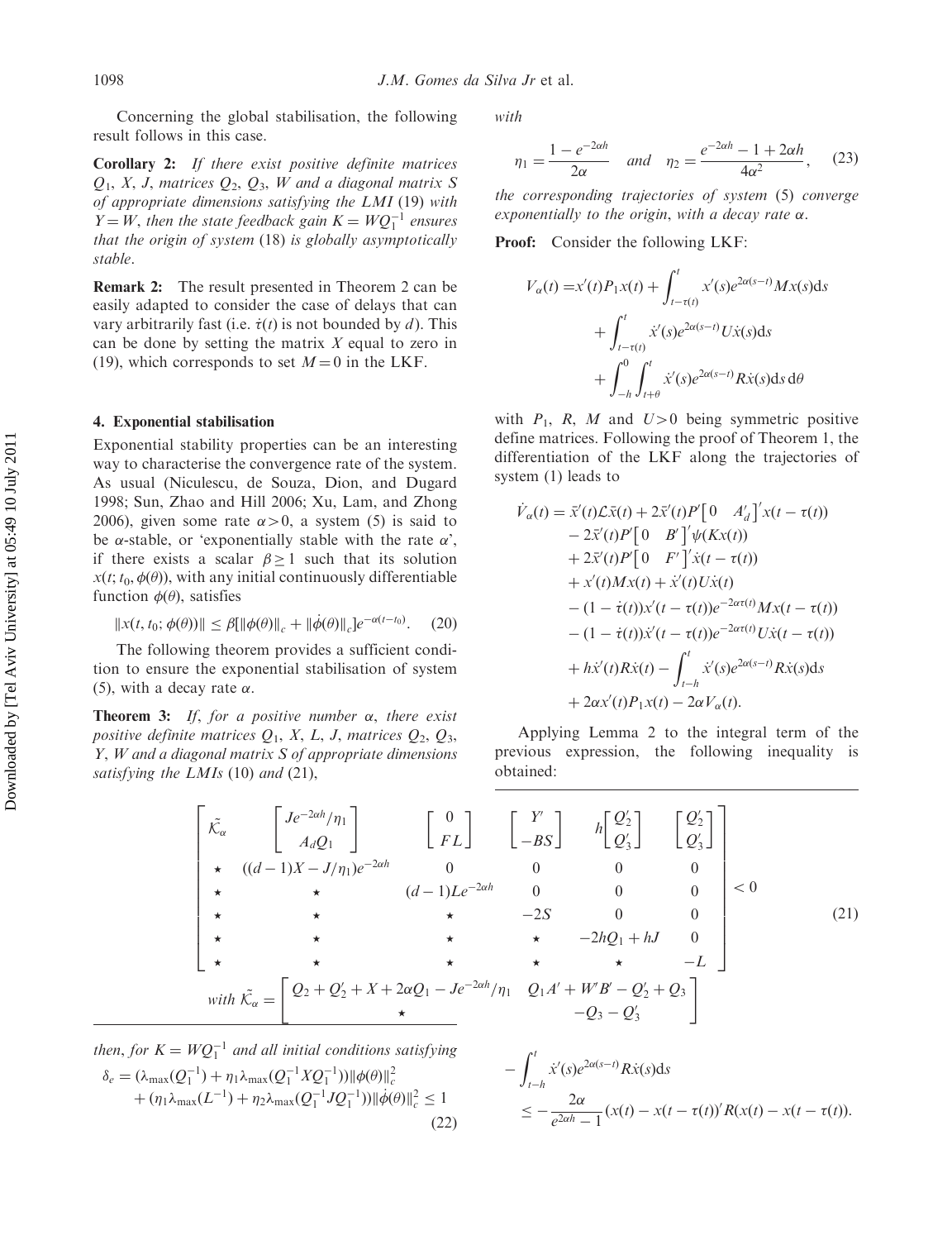Concerning the global stabilisation, the following result follows in this case.

**Corollary 2:** *If there exist positive definite matrices $Q_1$, $X$, $J$, matrices $Q_2$, $Q_3$, $W$ and a diagonal matrix $S$ of appropriate dimensions satisfying the LMI (19) with $Y = W$, then the state feedback gain $K = WQ_1^{-1}$ ensures that the origin of system (18) is globally asymptotically stable.*

**Remark 2:** The result presented in Theorem 2 can be easily adapted to consider the case of delays that can vary arbitrarily fast (i.e. $\dot{\tau}(t)$ is not bounded by $d$). This can be done by setting the matrix $X$ equal to zero in (19), which corresponds to set $M = 0$ in the LKF.

### 4. Exponential stabilisation

Exponential stability properties can be an interesting way to characterise the convergence rate of the system. As usual (Niculescu, de Souza, Dion, and Dugard 1998; Sun, Zhao and Hill 2006; Xu, Lam, and Zhong 2006), given some rate $\alpha > 0$, a system (5) is said to be $\alpha$-stable, or 'exponentially stable with the rate $\alpha$', if there exists a scalar $\beta \geq 1$ such that its solution $x(t; t_0, \phi(\theta))$, with any initial continuously differentiable function $\phi(\theta)$, satisfies

$$\|x(t, t_0; \phi(\theta))\| \leq \beta[\|\phi(\theta)\|_c + \|\dot{\phi}(\theta)\|_c]e^{-\alpha(t-t_0)}. \quad (20)$$

The following theorem provides a sufficient condition to ensure the exponential stabilisation of system (5), with a decay rate $\alpha$.

**Theorem 3:** *If, for a positive number $\alpha$, there exist positive definite matrices $Q_1$, $X$, $L$, $J$, matrices $Q_2$, $Q_3$, $Y$, $W$ and a diagonal matrix $S$ of appropriate dimensions satisfying the LMIs (10) and (21),*

$$\begin{bmatrix} \tilde{\mathcal{K}}_\alpha & \begin{bmatrix} Je^{-2\alpha h}/\eta_1 \\ A_d Q_1 \end{bmatrix} & \begin{bmatrix} 0 \\ FL \end{bmatrix} & \begin{bmatrix} Y' \\ -BS \end{bmatrix} & h\begin{bmatrix} Q_2' \\ Q_3' \end{bmatrix} & \begin{bmatrix} Q_2' \\ Q_3' \end{bmatrix} \\ \star & ((d-1)X - J/\eta_1)e^{-2\alpha h} & 0 & 0 & 0 & 0 \\ \star & \star & (d-1)Le^{-2\alpha h} & 0 & 0 & 0 \\ \star & \star & \star & -2S & 0 & 0 \\ \star & \star & \star & \star & -2hQ_1 + hJ & 0 \\ \star & \star & \star & \star & \star & -L \end{bmatrix} < 0 \quad (21)$$

$$\text{with } \tilde{\mathcal{K}}_\alpha = \begin{bmatrix} Q_2 + Q_2' + X + 2\alpha Q_1 - Je^{-2\alpha h}/\eta_1 & Q_1 A' + W'B' - Q_2' + Q_3 \\ \star & -Q_3 - Q_3' \end{bmatrix}$$

*then, for $K = WQ_1^{-1}$ and all initial conditions satisfying*

$$\delta_e = (\lambda_{\max}(Q_1^{-1}) + \eta_1 \lambda_{\max}(Q_1^{-1} X Q_1^{-1}))\|\phi(\theta)\|_c^2 + (\eta_1 \lambda_{\max}(L^{-1}) + \eta_2 \lambda_{\max}(Q_1^{-1} J Q_1^{-1}))\|\dot{\phi}(\theta)\|_c^2 \leq 1 \quad (22)$$

*with*

$$\eta_1 = \frac{1 - e^{-2\alpha h}}{2\alpha} \quad \text{and} \quad \eta_2 = \frac{e^{-2\alpha h} - 1 + 2\alpha h}{4\alpha^2}, \quad (23)$$

*the corresponding trajectories of system (5) converge exponentially to the origin, with a decay rate $\alpha$.*

**Proof:** Consider the following LKF:

$$\begin{aligned} V_\alpha(t) = & x'(t)P_1 x(t) + \int_{t-\tau(t)}^{t} x'(s)e^{2\alpha(s-t)} M x(s) \mathrm{d}s \\ & + \int_{t-\tau(t)}^{t} \dot{x}'(s)e^{2\alpha(s-t)} U \dot{x}(s) \mathrm{d}s \\ & + \int_{-h}^{0} \int_{t+\theta}^{t} \dot{x}'(s)e^{2\alpha(s-t)} R \dot{x}(s) \mathrm{d}s \, \mathrm{d}\theta \end{aligned}$$

with $P_1$, $R$, $M$ and $U > 0$ being symmetric positive define matrices. Following the proof of Theorem 1, the differentiation of the LKF along the trajectories of system (1) leads to

$$\begin{aligned} \dot{V}_\alpha(t) = & \bar{x}'(t)\mathcal{L}\bar{x}(t) + 2\bar{x}'(t)P'\begin{bmatrix} 0 & A_d' \end{bmatrix}' x(t-\tau(t)) \\ & - 2\bar{x}'(t)P'\begin{bmatrix} 0 & B' \end{bmatrix}' \psi(Kx(t)) \\ & + 2\bar{x}'(t)P'\begin{bmatrix} 0 & F' \end{bmatrix}' \dot{x}(t-\tau(t)) \\ & + x'(t)Mx(t) + \dot{x}'(t)U\dot{x}(t) \\ & - (1-\dot{\tau}(t))x'(t-\tau(t))e^{-2\alpha\tau(t)} M x(t-\tau(t)) \\ & - (1-\dot{\tau}(t))\dot{x}'(t-\tau(t))e^{-2\alpha\tau(t)} U \dot{x}(t-\tau(t)) \\ & + h\dot{x}'(t)R\dot{x}(t) - \int_{t-h}^{t} \dot{x}'(s)e^{2\alpha(s-t)} R \dot{x}(s) \mathrm{d}s \\ & + 2\alpha x'(t)P_1 x(t) - 2\alpha V_\alpha(t). \end{aligned}$$

Applying Lemma 2 to the integral term of the previous expression, the following inequality is obtained:

$$\begin{aligned} & -\int_{t-h}^{t} \dot{x}'(s)e^{2\alpha(s-t)} R \dot{x}(s) \mathrm{d}s \\ & \leq -\frac{2\alpha}{e^{2\alpha h} - 1}(x(t) - x(t-\tau(t)))' R (x(t) - x(t-\tau(t))). \end{aligned}$$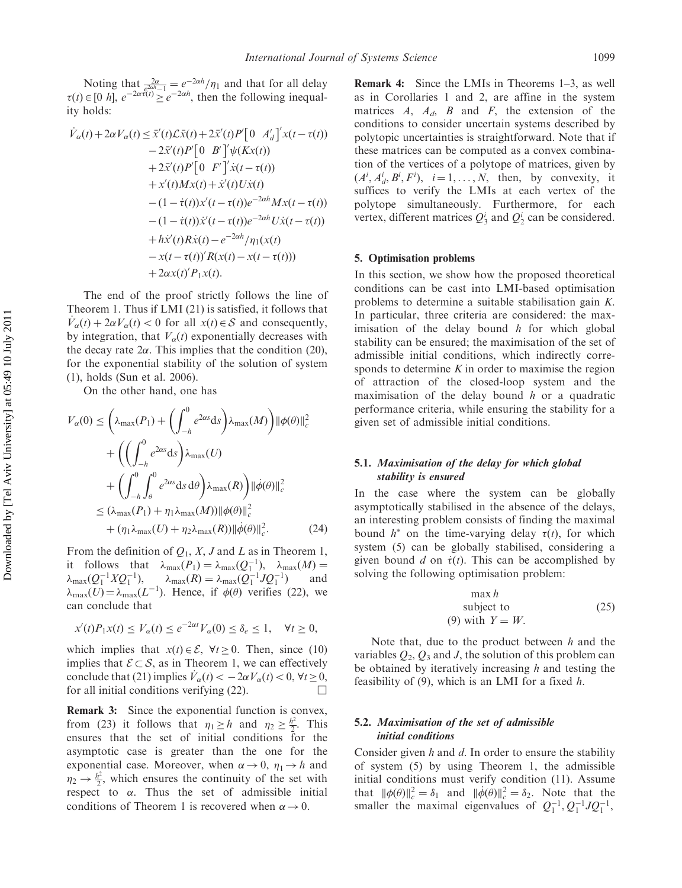Noting that $\frac{2\alpha}{e^{2\alpha h}-1} = e^{-2\alpha h}/\eta_1$ and that for all delay $\tau(t) \in [0\ h]$, $e^{-2\alpha\tau(t)} \geq e^{-2\alpha h}$, then the following inequality holds:

$$
\begin{aligned}
\dot{V}_\alpha(t) + 2\alpha V_\alpha(t) \leq\ & \bar{x}'(t)\mathcal{L}\bar{x}(t) + 2\bar{x}'(t)P'\begin{bmatrix} 0 & A_d' \end{bmatrix}' x(t-\tau(t)) \\
& - 2\bar{x}'(t)P'\begin{bmatrix} 0 & B' \end{bmatrix}' \psi(Kx(t)) \\
& + 2\bar{x}'(t)P'\begin{bmatrix} 0 & F' \end{bmatrix}' \dot{x}(t-\tau(t)) \\
& + x'(t)Mx(t) + \dot{x}'(t)U\dot{x}(t) \\
& - (1-\dot{\tau}(t))x'(t-\tau(t))e^{-2\alpha h}Mx(t-\tau(t)) \\
& - (1-\dot{\tau}(t))\dot{x}'(t-\tau(t))e^{-2\alpha h}U\dot{x}(t-\tau(t)) \\
& + h\dot{x}'(t)R\dot{x}(t) - e^{-2\alpha h}/\eta_1(x(t) \\
& - x(t-\tau(t))'R(x(t) - x(t-\tau(t))) \\
& + 2\alpha x(t)'P_1 x(t).
\end{aligned}
$$

The end of the proof strictly follows the line of Theorem 1. Thus if LMI (21) is satisfied, it follows that $\dot{V}_\alpha(t) + 2\alpha V_\alpha(t) < 0$ for all $x(t) \in \mathcal{S}$ and consequently, by integration, that $V_\alpha(t)$ exponentially decreases with the decay rate $2\alpha$. This implies that the condition (20), for the exponential stability of the solution of system (1), holds (Sun et al. 2006).

On the other hand, one has

$$
\begin{aligned}
V_\alpha(0) \leq\ & \left(\lambda_{\max}(P_1) + \left(\int_{-h}^{0} e^{2\alpha s} \mathrm{d}s\right)\lambda_{\max}(M)\right)\|\phi(\theta)\|_c^2 \\
& + \left(\left(\int_{-h}^{0} e^{2\alpha s}\mathrm{d}s\right)\lambda_{\max}(U)\right. \\
& \left. + \left(\int_{-h}^{0}\int_{\theta}^{0} e^{2\alpha s}\mathrm{d}s\,\mathrm{d}\theta\right)\lambda_{\max}(R)\right)\|\dot{\phi}(\theta)\|_c^2 \\
\leq\ & (\lambda_{\max}(P_1) + \eta_1\lambda_{\max}(M))\|\phi(\theta)\|_c^2 \\
& + (\eta_1\lambda_{\max}(U) + \eta_2\lambda_{\max}(R))\|\dot{\phi}(\theta)\|_c^2. \qquad (24)
\end{aligned}
$$

From the definition of $Q_1$, $X$, $J$ and $L$ as in Theorem 1, it follows that $\lambda_{\max}(P_1) = \lambda_{\max}(Q_1^{-1})$, $\lambda_{\max}(M) = \lambda_{\max}(Q_1^{-1}XQ_1^{-1})$, $\lambda_{\max}(R) = \lambda_{\max}(Q_1^{-1}JQ_1^{-1})$ and $\lambda_{\max}(U) = \lambda_{\max}(L^{-1})$. Hence, if $\phi(\theta)$ verifies (22), we can conclude that

$$
x'(t)P_1x(t) \leq V_\alpha(t) \leq e^{-2\alpha t}V_\alpha(0) \leq \delta_e \leq 1, \quad \forall t \geq 0,
$$

which implies that $x(t) \in \mathcal{E}$, $\forall t \geq 0$. Then, since (10) implies that $\mathcal{E} \subset \mathcal{S}$, as in Theorem 1, we can effectively conclude that (21) implies $\dot{V}_\alpha(t) < -2\alpha V_\alpha(t) < 0$, $\forall t \geq 0$, for all initial conditions verifying (22). $\square$

**Remark 3:** Since the exponential function is convex, from (23) it follows that $\eta_1 \geq h$ and $\eta_2 \geq \frac{h^2}{2}$. This ensures that the set of initial conditions for the asymptotic case is greater than the one for the exponential case. Moreover, when $\alpha \to 0$, $\eta_1 \to h$ and $\eta_2 \to \frac{h^2}{2}$, which ensures the continuity of the set with respect to $\alpha$. Thus the set of admissible initial conditions of Theorem 1 is recovered when $\alpha \to 0$.

**Remark 4:** Since the LMIs in Theorems 1–3, as well as in Corollaries 1 and 2, are affine in the system matrices $A$, $A_d$, $B$ and $F$, the extension of the conditions to consider uncertain systems described by polytopic uncertainties is straightforward. Note that if these matrices can be computed as a convex combination of the vertices of a polytope of matrices, given by $(A^i, A_d^i, B^i, F^i)$, $i = 1, \ldots, N$, then, by convexity, it suffices to verify the LMIs at each vertex of the polytope simultaneously. Furthermore, for each vertex, different matrices $Q_3^i$ and $Q_2^i$ can be considered.

## 5. Optimisation problems

In this section, we show how the proposed theoretical conditions can be cast into LMI-based optimisation problems to determine a suitable stabilisation gain $K$. In particular, three criteria are considered: the maximisation of the delay bound $h$ for which global stability can be ensured; the maximisation of the set of admissible initial conditions, which indirectly corresponds to determine $K$ in order to maximise the region of attraction of the closed-loop system and the maximisation of the delay bound $h$ or a quadratic performance criteria, while ensuring the stability for a given set of admissible initial conditions.

### 5.1. *Maximisation of the delay for which global stability is ensured*

In the case where the system can be globally asymptotically stabilised in the absence of the delays, an interesting problem consists of finding the maximal bound $h^*$ on the time-varying delay $\tau(t)$, for which system (5) can be globally stabilised, considering a given bound $d$ on $\dot{\tau}(t)$. This can be accomplished by solving the following optimisation problem:

$$
\begin{gathered}
\max h \\
\text{subject to} \\
(9) \text{ with } Y = W.
\end{gathered} \qquad (25)
$$

Note that, due to the product between $h$ and the variables $Q_2$, $Q_3$ and $J$, the solution of this problem can be obtained by iteratively increasing $h$ and testing the feasibility of (9), which is an LMI for a fixed $h$.

### 5.2. *Maximisation of the set of admissible initial conditions*

Consider given $h$ and $d$. In order to ensure the stability of system (5) by using Theorem 1, the admissible initial conditions must verify condition (11). Assume that $\|\phi(\theta)\|_c^2 = \delta_1$ and $\|\dot{\phi}(\theta)\|_c^2 = \delta_2$. Note that the smaller the maximal eigenvalues of $Q_1^{-1}, Q_1^{-1}JQ_1^{-1}$,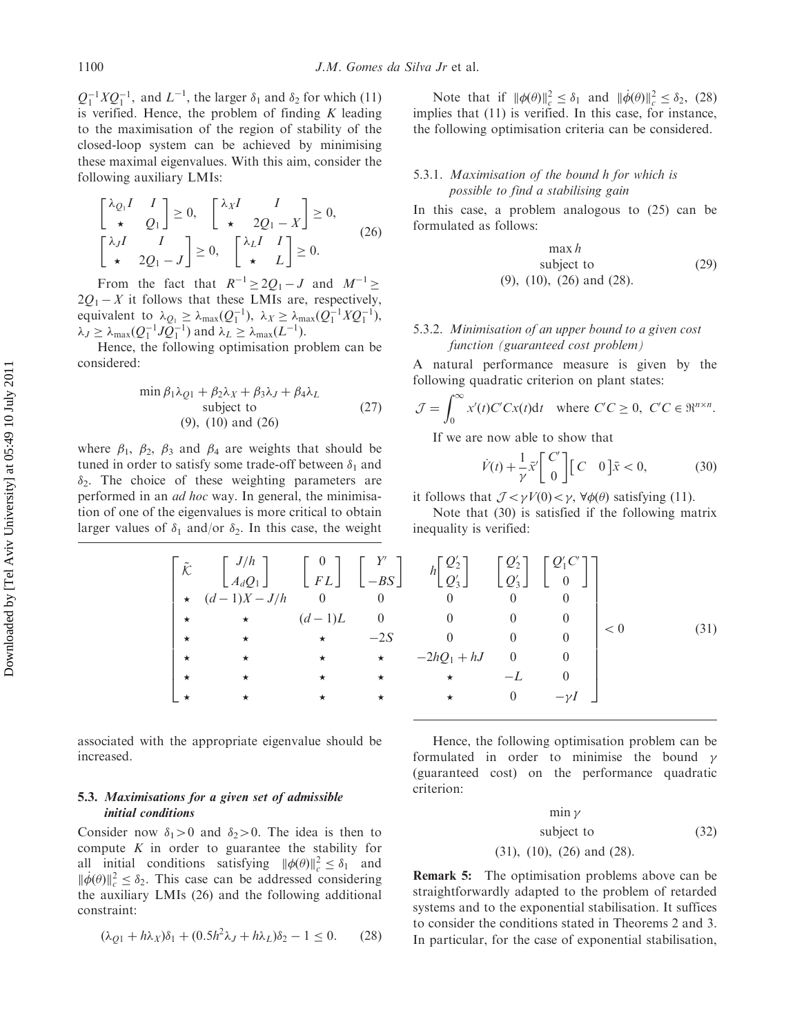$Q_1^{-1}XQ_1^{-1}$, and $L^{-1}$, the larger $\delta_1$ and $\delta_2$ for which (11) is verified. Hence, the problem of finding $K$ leading to the maximisation of the region of stability of the closed-loop system can be achieved by minimising these maximal eigenvalues. With this aim, consider the following auxiliary LMIs:

$$\begin{bmatrix} \lambda_{Q_1} I & I \\ \star & Q_1 \end{bmatrix} \geq 0, \quad \begin{bmatrix} \lambda_X I & I \\ \star & 2Q_1 - X \end{bmatrix} \geq 0,$$
$$\begin{bmatrix} \lambda_J I & I \\ \star & 2Q_1 - J \end{bmatrix} \geq 0, \quad \begin{bmatrix} \lambda_L I & I \\ \star & L \end{bmatrix} \geq 0. \tag{26}$$

From the fact that $R^{-1} \geq 2Q_1 - J$ and $M^{-1} \geq 2Q_1 - X$ it follows that these LMIs are, respectively, equivalent to $\lambda_{Q_1} \geq \lambda_{\max}(Q_1^{-1})$, $\lambda_X \geq \lambda_{\max}(Q_1^{-1}XQ_1^{-1})$, $\lambda_J \geq \lambda_{\max}(Q_1^{-1}JQ_1^{-1})$ and $\lambda_L \geq \lambda_{\max}(L^{-1})$.

Hence, the following optimisation problem can be considered:

$$\begin{gathered} \min \beta_1 \lambda_{Q1} + \beta_2 \lambda_X + \beta_3 \lambda_J + \beta_4 \lambda_L \\ \text{subject to} \\ (9),\ (10) \text{ and } (26) \end{gathered} \tag{27}$$

where $\beta_1$, $\beta_2$, $\beta_3$ and $\beta_4$ are weights that should be tuned in order to satisfy some trade-off between $\delta_1$ and $\delta_2$. The choice of these weighting parameters are performed in an *ad hoc* way. In general, the minimisation of one of the eigenvalues is more critical to obtain larger values of $\delta_1$ and/or $\delta_2$. In this case, the weight associated with the appropriate eigenvalue should be increased.

### 5.3. Maximisations for a given set of admissible initial conditions

Consider now $\delta_1 > 0$ and $\delta_2 > 0$. The idea is then to compute $K$ in order to guarantee the stability for all initial conditions satisfying $\|\phi(\theta)\|_c^2 \leq \delta_1$ and $\|\dot{\phi}(\theta)\|_c^2 \leq \delta_2$. This case can be addressed considering the auxiliary LMIs (26) and the following additional constraint:

$$(\lambda_{Q1} + h\lambda_X)\delta_1 + (0.5h^2\lambda_J + h\lambda_L)\delta_2 - 1 \leq 0. \tag{28}$$

Note that if $\|\phi(\theta)\|_c^2 \leq \delta_1$ and $\|\dot{\phi}(\theta)\|_c^2 \leq \delta_2$, (28) implies that (11) is verified. In this case, for instance, the following optimisation criteria can be considered.

#### 5.3.1. *Maximisation of the bound h for which is possible to find a stabilising gain*

In this case, a problem analogous to (25) can be formulated as follows:

$$\begin{gathered} \max h \\ \text{subject to} \\ (9),\ (10),\ (26) \text{ and } (28). \end{gathered} \tag{29}$$

#### 5.3.2. *Minimisation of an upper bound to a given cost function (guaranteed cost problem)*

A natural performance measure is given by the following quadratic criterion on plant states:

$$\mathcal{J} = \int_0^\infty x'(t)C'Cx(t)\mathrm{d}t \quad \text{where } C'C \geq 0,\ C'C \in \Re^{n \times n}.$$

If we are now able to show that

$$\dot{V}(t) + \frac{1}{\gamma}\bar{x}'\begin{bmatrix} C' \\ 0 \end{bmatrix}\begin{bmatrix} C & 0 \end{bmatrix}\bar{x} < 0, \tag{30}$$

it follows that $\mathcal{J} < \gamma V(0) < \gamma$, $\forall \phi(\theta)$ satisfying (11).

Note that (30) is satisfied if the following matrix inequality is verified:

$$\begin{bmatrix} \tilde{\mathcal{K}} & \begin{bmatrix} J/h \\ A_d Q_1 \end{bmatrix} & \begin{bmatrix} 0 \\ FL \end{bmatrix} & \begin{bmatrix} Y' \\ -BS \end{bmatrix} & h\begin{bmatrix} Q_2' \\ Q_3' \end{bmatrix} & \begin{bmatrix} Q_2' \\ Q_3' \end{bmatrix} & \begin{bmatrix} Q_1'C' \\ 0 \end{bmatrix} \\ \star & (d-1)X - J/h & 0 & 0 & 0 & 0 & 0 \\ \star & \star & (d-1)L & 0 & 0 & 0 & 0 \\ \star & \star & \star & -2S & 0 & 0 & 0 \\ \star & \star & \star & \star & -2hQ_1 + hJ & 0 & 0 \\ \star & \star & \star & \star & \star & -L & 0 \\ \star & \star & \star & \star & \star & 0 & -\gamma I \end{bmatrix} < 0 \tag{31}$$

Hence, the following optimisation problem can be formulated in order to minimise the bound $\gamma$ (guaranteed cost) on the performance quadratic criterion:

$$\begin{gathered} \min \gamma \\ \text{subject to} \\ (31),\ (10),\ (26) \text{ and } (28). \end{gathered} \tag{32}$$

**Remark 5:** The optimisation problems above can be straightforwardly adapted to the problem of retarded systems and to the exponential stabilisation. It suffices to consider the conditions stated in Theorems 2 and 3. In particular, for the case of exponential stabilisation,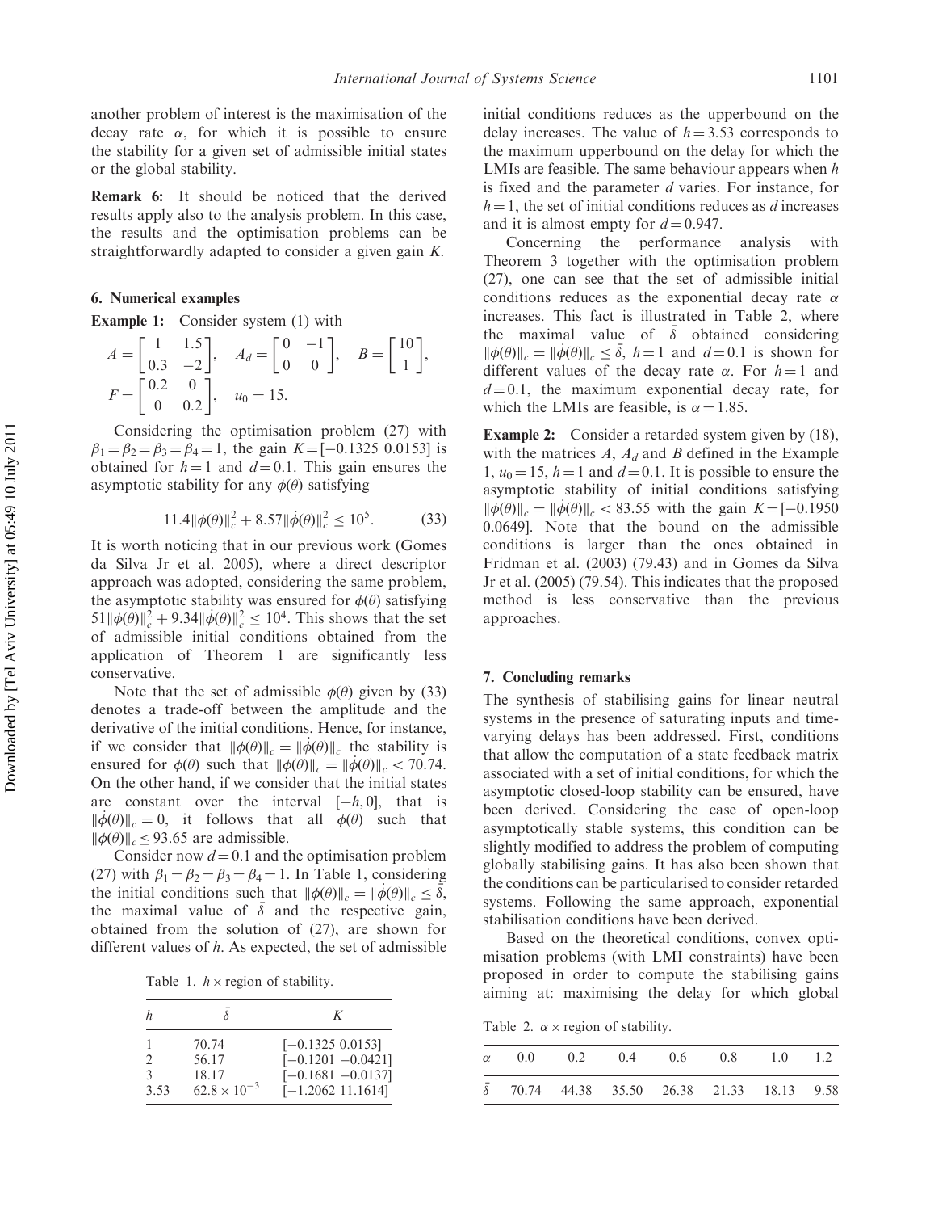another problem of interest is the maximisation of the decay rate $\alpha$, for which it is possible to ensure the stability for a given set of admissible initial states or the global stability.

**Remark 6:** It should be noticed that the derived results apply also to the analysis problem. In this case, the results and the optimisation problems can be straightforwardly adapted to consider a given gain $K$.

## 6. Numerical examples

**Example 1:** Consider system (1) with

$$A = \begin{bmatrix} 1 & 1.5 \\ 0.3 & -2 \end{bmatrix}, \quad A_d = \begin{bmatrix} 0 & -1 \\ 0 & 0 \end{bmatrix}, \quad B = \begin{bmatrix} 10 \\ 1 \end{bmatrix},$$
$$F = \begin{bmatrix} 0.2 & 0 \\ 0 & 0.2 \end{bmatrix}, \quad u_0 = 15.$$

Considering the optimisation problem (27) with $\beta_1 = \beta_2 = \beta_3 = \beta_4 = 1$, the gain $K = [-0.1325\ 0.0153]$ is obtained for $h = 1$ and $d = 0.1$. This gain ensures the asymptotic stability for any $\phi(\theta)$ satisfying

$$11.4\|\phi(\theta)\|_c^2 + 8.57\|\dot{\phi}(\theta)\|_c^2 \leq 10^5. \tag{33}$$

It is worth noticing that in our previous work (Gomes da Silva Jr et al. 2005), where a direct descriptor approach was adopted, considering the same problem, the asymptotic stability was ensured for $\phi(\theta)$ satisfying $51\|\phi(\theta)\|_c^2 + 9.34\|\dot{\phi}(\theta)\|_c^2 \leq 10^4$. This shows that the set of admissible initial conditions obtained from the application of Theorem 1 are significantly less conservative.

Note that the set of admissible $\phi(\theta)$ given by (33) denotes a trade-off between the amplitude and the derivative of the initial conditions. Hence, for instance, if we consider that $\|\phi(\theta)\|_c = \|\dot{\phi}(\theta)\|_c$ the stability is ensured for $\phi(\theta)$ such that $\|\phi(\theta)\|_c = \|\dot{\phi}(\theta)\|_c < 70.74$. On the other hand, if we consider that the initial states are constant over the interval $[-h, 0]$, that is $\|\dot{\phi}(\theta)\|_c = 0$, it follows that all $\phi(\theta)$ such that $\|\phi(\theta)\|_c \leq 93.65$ are admissible.

Consider now $d = 0.1$ and the optimisation problem (27) with $\beta_1 = \beta_2 = \beta_3 = \beta_4 = 1$. In Table 1, considering the initial conditions such that $\|\phi(\theta)\|_c = \|\dot{\phi}(\theta)\|_c \leq \bar{\delta}$, the maximal value of $\bar{\delta}$ and the respective gain, obtained from the solution of (27), are shown for different values of $h$. As expected, the set of admissible initial conditions reduces as the upperbound on the delay increases. The value of $h = 3.53$ corresponds to the maximum upperbound on the delay for which the LMIs are feasible. The same behaviour appears when $h$ is fixed and the parameter $d$ varies. For instance, for $h = 1$, the set of initial conditions reduces as $d$ increases and it is almost empty for $d = 0.947$.

Table 1. $h \times$ region of stability.

| $h$ | $\bar{\delta}$ | $K$ |
|---|---|---|
| 1 | 70.74 | $[-0.1325\ 0.0153]$ |
| 2 | 56.17 | $[-0.1201\ -0.0421]$ |
| 3 | 18.17 | $[-0.1681\ -0.0137]$ |
| 3.53 | $62.8 \times 10^{-3}$ | $[-1.2062\ 11.1614]$ |

Concerning the performance analysis with Theorem 3 together with the optimisation problem (27), one can see that the set of admissible initial conditions reduces as the exponential decay rate $\alpha$ increases. This fact is illustrated in Table 2, where the maximal value of $\bar{\delta}$ obtained considering $\|\phi(\theta)\|_c = \|\dot{\phi}(\theta)\|_c \leq \bar{\delta}$, $h = 1$ and $d = 0.1$ is shown for different values of the decay rate $\alpha$. For $h = 1$ and $d = 0.1$, the maximum exponential decay rate, for which the LMIs are feasible, is $\alpha = 1.85$.

**Example 2:** Consider a retarded system given by (18), with the matrices $A$, $A_d$ and $B$ defined in the Example 1, $u_0 = 15$, $h = 1$ and $d = 0.1$. It is possible to ensure the asymptotic stability of initial conditions satisfying $\|\phi(\theta)\|_c = \|\dot{\phi}(\theta)\|_c < 83.55$ with the gain $K = [-0.1950\ 0.0649]$. Note that the bound on the admissible conditions is larger than the ones obtained in Fridman et al. (2003) (79.43) and in Gomes da Silva Jr et al. (2005) (79.54). This indicates that the proposed method is less conservative than the previous approaches.

## 7. Concluding remarks

The synthesis of stabilising gains for linear neutral systems in the presence of saturating inputs and time-varying delays has been addressed. First, conditions that allow the computation of a state feedback matrix associated with a set of initial conditions, for which the asymptotic closed-loop stability can be ensured, have been derived. Considering the case of open-loop asymptotically stable systems, this condition can be slightly modified to address the problem of computing globally stabilising gains. It has also been shown that the conditions can be particularised to consider retarded systems. Following the same approach, exponential stabilisation conditions have been derived.

Based on the theoretical conditions, convex optimisation problems (with LMI constraints) have been proposed in order to compute the stabilising gains aiming at: maximising the delay for which global

Table 2. $\alpha \times$ region of stability.

| $\alpha$ | 0.0 | 0.2 | 0.4 | 0.6 | 0.8 | 1.0 | 1.2 |
|---|---|---|---|---|---|---|---|
| $\bar{\delta}$ | 70.74 | 44.38 | 35.50 | 26.38 | 21.33 | 18.13 | 9.58 |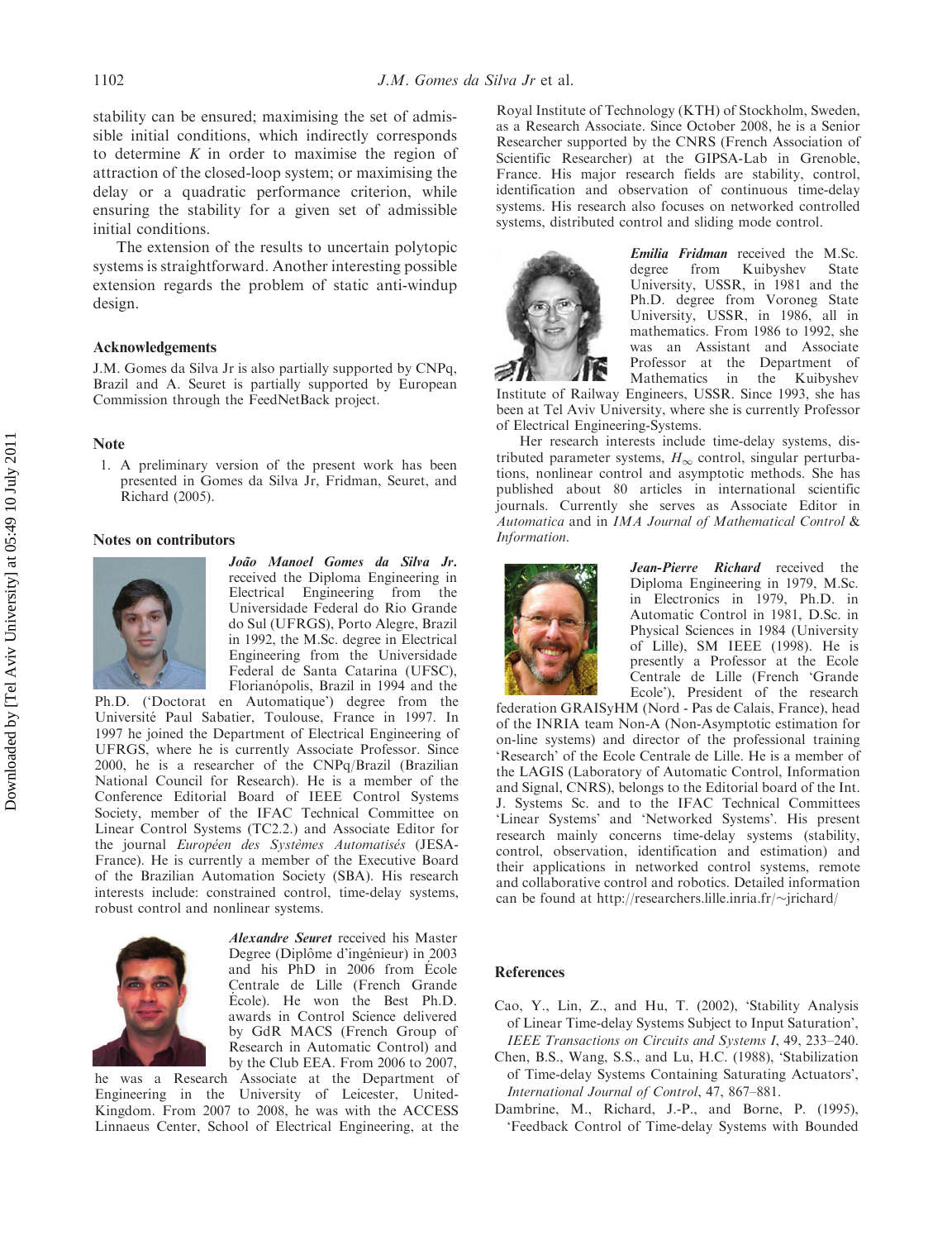stability can be ensured; maximising the set of admissible initial conditions, which indirectly corresponds to determine $K$ in order to maximise the region of attraction of the closed-loop system; or maximising the delay or a quadratic performance criterion, while ensuring the stability for a given set of admissible initial conditions.

The extension of the results to uncertain polytopic systems is straightforward. Another interesting possible extension regards the problem of static anti-windup design.

## Acknowledgements

J.M. Gomes da Silva Jr is also partially supported by CNPq, Brazil and A. Seuret is partially supported by European Commission through the FeedNetBack project.

## Note

1. A preliminary version of the present work has been presented in Gomes da Silva Jr, Fridman, Seuret, and Richard (2005).

## Notes on contributors

***João Manoel Gomes da Silva Jr.*** received the Diploma Engineering in Electrical Engineering from the Universidade Federal do Rio Grande do Sul (UFRGS), Porto Alegre, Brazil in 1992, the M.Sc. degree in Electrical Engineering from the Universidade Federal de Santa Catarina (UFSC), Florianópolis, Brazil in 1994 and the Ph.D. ('Doctorat en Automatique') degree from the Université Paul Sabatier, Toulouse, France in 1997. In 1997 he joined the Department of Electrical Engineering of UFRGS, where he is currently Associate Professor. Since 2000, he is a researcher of the CNPq/Brazil (Brazilian National Council for Research). He is a member of the Conference Editorial Board of IEEE Control Systems Society, member of the IFAC Technical Committee on Linear Control Systems (TC2.2.) and Associate Editor for the journal *Européen des Systèmes Automatisés* (JESA-France). He is currently a member of the Executive Board of the Brazilian Automation Society (SBA). His research interests include: constrained control, time-delay systems, robust control and nonlinear systems.

***Alexandre Seuret*** received his Master Degree (Diplôme d'ingénieur) in 2003 and his PhD in 2006 from École Centrale de Lille (French Grande École). He won the Best Ph.D. awards in Control Science delivered by GdR MACS (French Group of Research in Automatic Control) and by the Club EEA. From 2006 to 2007, he was a Research Associate at the Department of Engineering in the University of Leicester, United-Kingdom. From 2007 to 2008, he was with the ACCESS Linnaeus Center, School of Electrical Engineering, at the Royal Institute of Technology (KTH) of Stockholm, Sweden, as a Research Associate. Since October 2008, he is a Senior Researcher supported by the CNRS (French Association of Scientific Researcher) at the GIPSA-Lab in Grenoble, France. His major research fields are stability, control, identification and observation of continuous time-delay systems. His research also focuses on networked controlled systems, distributed control and sliding mode control.

***Emilia Fridman*** received the M.Sc. degree from Kuibyshev State University, USSR, in 1981 and the Ph.D. degree from Voroneg State University, USSR, in 1986, all in mathematics. From 1986 to 1992, she was an Assistant and Associate Professor at the Department of Mathematics in the Kuibyshev Institute of Railway Engineers, USSR. Since 1993, she has been at Tel Aviv University, where she is currently Professor of Electrical Engineering-Systems.

Her research interests include time-delay systems, distributed parameter systems, $H_\infty$ control, singular perturbations, nonlinear control and asymptotic methods. She has published about 80 articles in international scientific journals. Currently she serves as Associate Editor in *Automatica* and in *IMA Journal of Mathematical Control & Information*.

***Jean-Pierre Richard*** received the Diploma Engineering in 1979, M.Sc. in Electronics in 1979, Ph.D. in Automatic Control in 1981, D.Sc. in Physical Sciences in 1984 (University of Lille), SM IEEE (1998). He is presently a Professor at the Ecole Centrale de Lille (French 'Grande Ecole'), President of the research federation GRAISyHM (Nord - Pas de Calais, France), head of the INRIA team Non-A (Non-Asymptotic estimation for on-line systems) and director of the professional training 'Research' of the Ecole Centrale de Lille. He is a member of the LAGIS (Laboratory of Automatic Control, Information and Signal, CNRS), belongs to the Editorial board of the Int. J. Systems Sc. and to the IFAC Technical Committees 'Linear Systems' and 'Networked Systems'. His present research mainly concerns time-delay systems (stability, control, observation, identification and estimation) and their applications in networked control systems, remote and collaborative control and robotics. Detailed information can be found at http://researchers.lille.inria.fr/~jrichard/

## References

Cao, Y., Lin, Z., and Hu, T. (2002), 'Stability Analysis of Linear Time-delay Systems Subject to Input Saturation', *IEEE Transactions on Circuits and Systems I*, 49, 233–240.

Chen, B.S., Wang, S.S., and Lu, H.C. (1988), 'Stabilization of Time-delay Systems Containing Saturating Actuators', *International Journal of Control*, 47, 867–881.

Dambrine, M., Richard, J.-P., and Borne, P. (1995), 'Feedback Control of Time-delay Systems with Bounded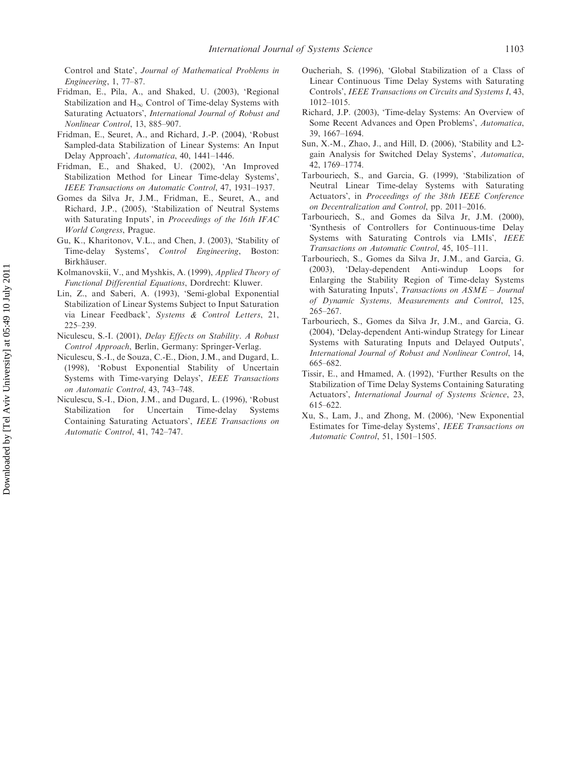Control and State', *Journal of Mathematical Problems in Engineering*, 1, 77–87.

Fridman, E., Pila, A., and Shaked, U. (2003), 'Regional Stabilization and $H_\infty$ Control of Time-delay Systems with Saturating Actuators', *International Journal of Robust and Nonlinear Control*, 13, 885–907.

Fridman, E., Seuret, A., and Richard, J.-P. (2004), 'Robust Sampled-data Stabilization of Linear Systems: An Input Delay Approach', *Automatica*, 40, 1441–1446.

Fridman, E., and Shaked, U. (2002), 'An Improved Stabilization Method for Linear Time-delay Systems', *IEEE Transactions on Automatic Control*, 47, 1931–1937.

Gomes da Silva Jr, J.M., Fridman, E., Seuret, A., and Richard, J.P., (2005), 'Stabilization of Neutral Systems with Saturating Inputs', in *Proceedings of the 16th IFAC World Congress*, Prague.

Gu, K., Kharitonov, V.L., and Chen, J. (2003), 'Stability of Time-delay Systems', *Control Engineering*, Boston: Birkhäuser.

Kolmanovskii, V., and Myshkis, A. (1999), *Applied Theory of Functional Differential Equations*, Dordrecht: Kluwer.

Lin, Z., and Saberi, A. (1993), 'Semi-global Exponential Stabilization of Linear Systems Subject to Input Saturation via Linear Feedback', *Systems & Control Letters*, 21, 225–239.

Niculescu, S.-I. (2001), *Delay Effects on Stability. A Robust Control Approach*, Berlin, Germany: Springer-Verlag.

Niculescu, S.-I., de Souza, C.-E., Dion, J.M., and Dugard, L. (1998), 'Robust Exponential Stability of Uncertain Systems with Time-varying Delays', *IEEE Transactions on Automatic Control*, 43, 743–748.

Niculescu, S.-I., Dion, J.M., and Dugard, L. (1996), 'Robust Stabilization for Uncertain Time-delay Systems Containing Saturating Actuators', *IEEE Transactions on Automatic Control*, 41, 742–747.

Oucheriah, S. (1996), 'Global Stabilization of a Class of Linear Continuous Time Delay Systems with Saturating Controls', *IEEE Transactions on Circuits and Systems I*, 43, 1012–1015.

Richard, J.P. (2003), 'Time-delay Systems: An Overview of Some Recent Advances and Open Problems', *Automatica*, 39, 1667–1694.

Sun, X.-M., Zhao, J., and Hill, D. (2006), 'Stability and L2-gain Analysis for Switched Delay Systems', *Automatica*, 42, 1769–1774.

Tarbouriech, S., and Garcia, G. (1999), 'Stabilization of Neutral Linear Time-delay Systems with Saturating Actuators', in *Proceedings of the 38th IEEE Conference on Decentralization and Control*, pp. 2011–2016.

Tarbouriech, S., and Gomes da Silva Jr, J.M. (2000), 'Synthesis of Controllers for Continuous-time Delay Systems with Saturating Controls via LMIs', *IEEE Transactions on Automatic Control*, 45, 105–111.

Tarbouriech, S., Gomes da Silva Jr, J.M., and Garcia, G. (2003), 'Delay-dependent Anti-windup Loops for Enlarging the Stability Region of Time-delay Systems with Saturating Inputs', *Transactions on ASME – Journal of Dynamic Systems, Measurements and Control*, 125, 265–267.

Tarbouriech, S., Gomes da Silva Jr, J.M., and Garcia, G. (2004), 'Delay-dependent Anti-windup Strategy for Linear Systems with Saturating Inputs and Delayed Outputs', *International Journal of Robust and Nonlinear Control*, 14, 665–682.

Tissir, E., and Hmamed, A. (1992), 'Further Results on the Stabilization of Time Delay Systems Containing Saturating Actuators', *International Journal of Systems Science*, 23, 615–622.

Xu, S., Lam, J., and Zhong, M. (2006), 'New Exponential Estimates for Time-delay Systems', *IEEE Transactions on Automatic Control*, 51, 1501–1505.